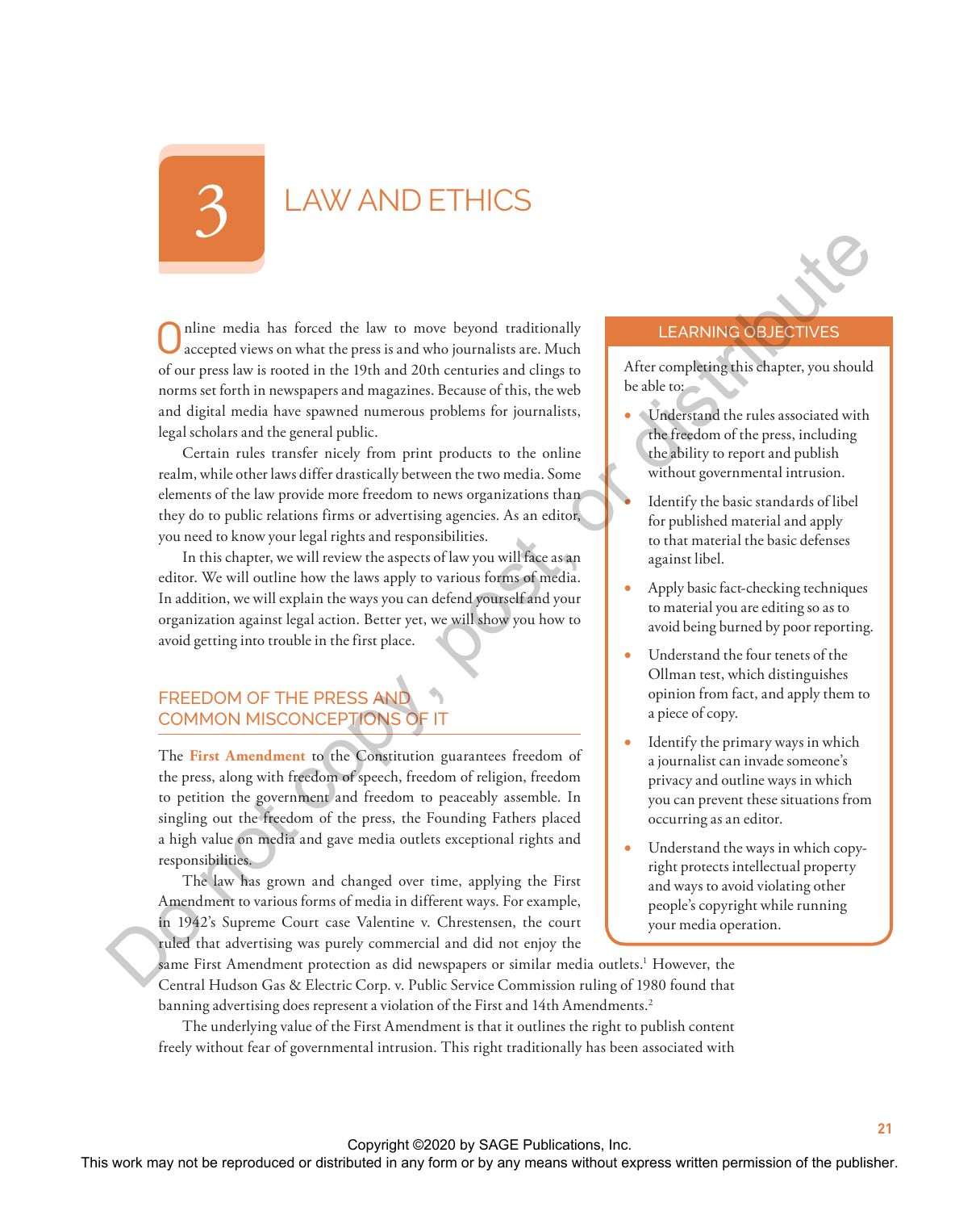# 3 LAW AND ETHICS

Online media has forced the law to move beyond traditionally accepted views on what the press is and who journalists are. Much of our press law is rooted in the 19th and 20th centuries and clings to norms set forth in newspapers and magazines. Because of this, the web and digital media have spawned numerous problems for journalists, legal scholars and the general public.

Certain rules transfer nicely from print products to the online realm, while other laws differ drastically between the two media. Some elements of the law provide more freedom to news organizations than they do to public relations firms or advertising agencies. As an editor, you need to know your legal rights and responsibilities.

In this chapter, we will review the aspects of law you will face as an editor. We will outline how the laws apply to various forms of media. In addition, we will explain the ways you can defend yourself and your organization against legal action. Better yet, we will show you how to avoid getting into trouble in the first place.

> **LEARNING OBJECTIVES**
>
> After completing this chapter, you should be able to:
>
> - Understand the rules associated with the freedom of the press, including the ability to report and publish without governmental intrusion.
> - Identify the basic standards of libel for published material and apply to that material the basic defenses against libel.
> - Apply basic fact-checking techniques to material you are editing so as to avoid being burned by poor reporting.
> - Understand the four tenets of the Ollman test, which distinguishes opinion from fact, and apply them to a piece of copy.
> - Identify the primary ways in which a journalist can invade someone's privacy and outline ways in which you can prevent these situations from occurring as an editor.
> - Understand the ways in which copyright protects intellectual property and ways to avoid violating other people's copyright while running your media operation.

## FREEDOM OF THE PRESS AND COMMON MISCONCEPTIONS OF IT

The **First Amendment** to the Constitution guarantees freedom of the press, along with freedom of speech, freedom of religion, freedom to petition the government and freedom to peaceably assemble. In singling out the freedom of the press, the Founding Fathers placed a high value on media and gave media outlets exceptional rights and responsibilities.

The law has grown and changed over time, applying the First Amendment to various forms of media in different ways. For example, in 1942's Supreme Court case Valentine v. Chrestensen, the court ruled that advertising was purely commercial and did not enjoy the same First Amendment protection as did newspapers or similar media outlets.[1] However, the Central Hudson Gas & Electric Corp. v. Public Service Commission ruling of 1980 found that banning advertising does represent a violation of the First and 14th Amendments.[2]

The underlying value of the First Amendment is that it outlines the right to publish content freely without fear of governmental intrusion. This right traditionally has been associated with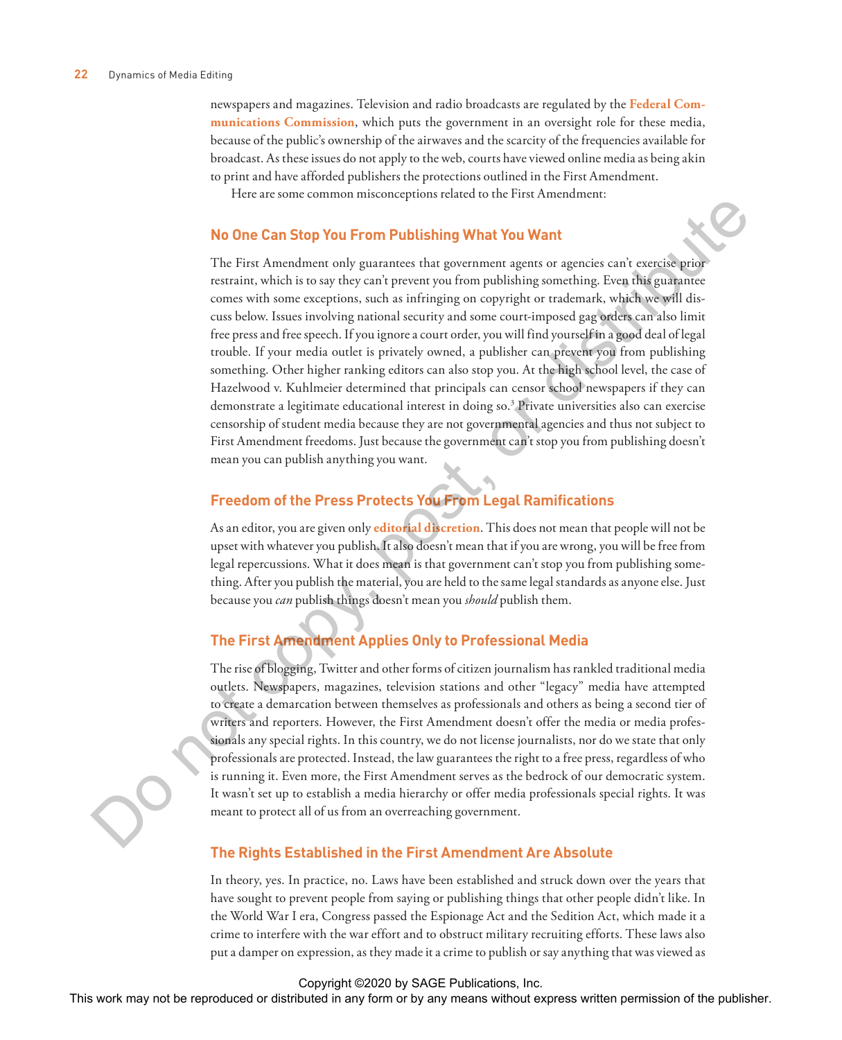newspapers and magazines. Television and radio broadcasts are regulated by the **Federal Communications Commission**, which puts the government in an oversight role for these media, because of the public's ownership of the airwaves and the scarcity of the frequencies available for broadcast. As these issues do not apply to the web, courts have viewed online media as being akin to print and have afforded publishers the protections outlined in the First Amendment.

Here are some common misconceptions related to the First Amendment:

### No One Can Stop You From Publishing What You Want

The First Amendment only guarantees that government agents or agencies can't exercise prior restraint, which is to say they can't prevent you from publishing something. Even this guarantee comes with some exceptions, such as infringing on copyright or trademark, which we will discuss below. Issues involving national security and some court-imposed gag orders can also limit free press and free speech. If you ignore a court order, you will find yourself in a good deal of legal trouble. If your media outlet is privately owned, a publisher can prevent you from publishing something. Other higher ranking editors can also stop you. At the high school level, the case of Hazelwood v. Kuhlmeier determined that principals can censor school newspapers if they can demonstrate a legitimate educational interest in doing so.[3] Private universities also can exercise censorship of student media because they are not governmental agencies and thus not subject to First Amendment freedoms. Just because the government can't stop you from publishing doesn't mean you can publish anything you want.

### Freedom of the Press Protects You From Legal Ramifications

As an editor, you are given only **editorial discretion**. This does not mean that people will not be upset with whatever you publish. It also doesn't mean that if you are wrong, you will be free from legal repercussions. What it does mean is that government can't stop you from publishing something. After you publish the material, you are held to the same legal standards as anyone else. Just because you *can* publish things doesn't mean you *should* publish them.

### The First Amendment Applies Only to Professional Media

The rise of blogging, Twitter and other forms of citizen journalism has rankled traditional media outlets. Newspapers, magazines, television stations and other "legacy" media have attempted to create a demarcation between themselves as professionals and others as being a second tier of writers and reporters. However, the First Amendment doesn't offer the media or media professionals any special rights. In this country, we do not license journalists, nor do we state that only professionals are protected. Instead, the law guarantees the right to a free press, regardless of who is running it. Even more, the First Amendment serves as the bedrock of our democratic system. It wasn't set up to establish a media hierarchy or offer media professionals special rights. It was meant to protect all of us from an overreaching government.

### The Rights Established in the First Amendment Are Absolute

In theory, yes. In practice, no. Laws have been established and struck down over the years that have sought to prevent people from saying or publishing things that other people didn't like. In the World War I era, Congress passed the Espionage Act and the Sedition Act, which made it a crime to interfere with the war effort and to obstruct military recruiting efforts. These laws also put a damper on expression, as they made it a crime to publish or say anything that was viewed as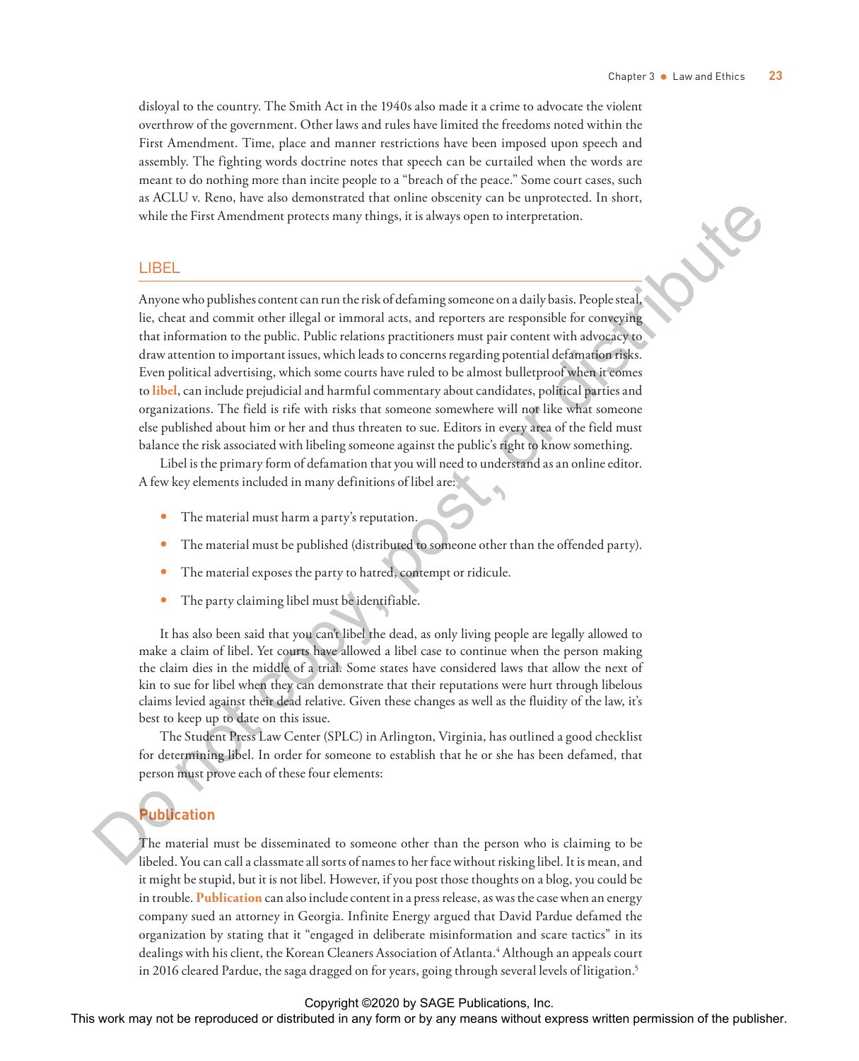disloyal to the country. The Smith Act in the 1940s also made it a crime to advocate the violent overthrow of the government. Other laws and rules have limited the freedoms noted within the First Amendment. Time, place and manner restrictions have been imposed upon speech and assembly. The fighting words doctrine notes that speech can be curtailed when the words are meant to do nothing more than incite people to a "breach of the peace." Some court cases, such as ACLU v. Reno, have also demonstrated that online obscenity can be unprotected. In short, while the First Amendment protects many things, it is always open to interpretation.

## LIBEL

Anyone who publishes content can run the risk of defaming someone on a daily basis. People steal, lie, cheat and commit other illegal or immoral acts, and reporters are responsible for conveying that information to the public. Public relations practitioners must pair content with advocacy to draw attention to important issues, which leads to concerns regarding potential defamation risks. Even political advertising, which some courts have ruled to be almost bulletproof when it comes to **libel**, can include prejudicial and harmful commentary about candidates, political parties and organizations. The field is rife with risks that someone somewhere will not like what someone else published about him or her and thus threaten to sue. Editors in every area of the field must balance the risk associated with libeling someone against the public's right to know something.

Libel is the primary form of defamation that you will need to understand as an online editor. A few key elements included in many definitions of libel are:

- The material must harm a party's reputation.
- The material must be published (distributed to someone other than the offended party).
- The material exposes the party to hatred, contempt or ridicule.
- The party claiming libel must be identifiable.

It has also been said that you can't libel the dead, as only living people are legally allowed to make a claim of libel. Yet courts have allowed a libel case to continue when the person making the claim dies in the middle of a trial. Some states have considered laws that allow the next of kin to sue for libel when they can demonstrate that their reputations were hurt through libelous claims levied against their dead relative. Given these changes as well as the fluidity of the law, it's best to keep up to date on this issue.

The Student Press Law Center (SPLC) in Arlington, Virginia, has outlined a good checklist for determining libel. In order for someone to establish that he or she has been defamed, that person must prove each of these four elements:

### Publication

The material must be disseminated to someone other than the person who is claiming to be libeled. You can call a classmate all sorts of names to her face without risking libel. It is mean, and it might be stupid, but it is not libel. However, if you post those thoughts on a blog, you could be in trouble. **Publication** can also include content in a press release, as was the case when an energy company sued an attorney in Georgia. Infinite Energy argued that David Pardue defamed the organization by stating that it "engaged in deliberate misinformation and scare tactics" in its dealings with his client, the Korean Cleaners Association of Atlanta.[4] Although an appeals court in 2016 cleared Pardue, the saga dragged on for years, going through several levels of litigation.[5]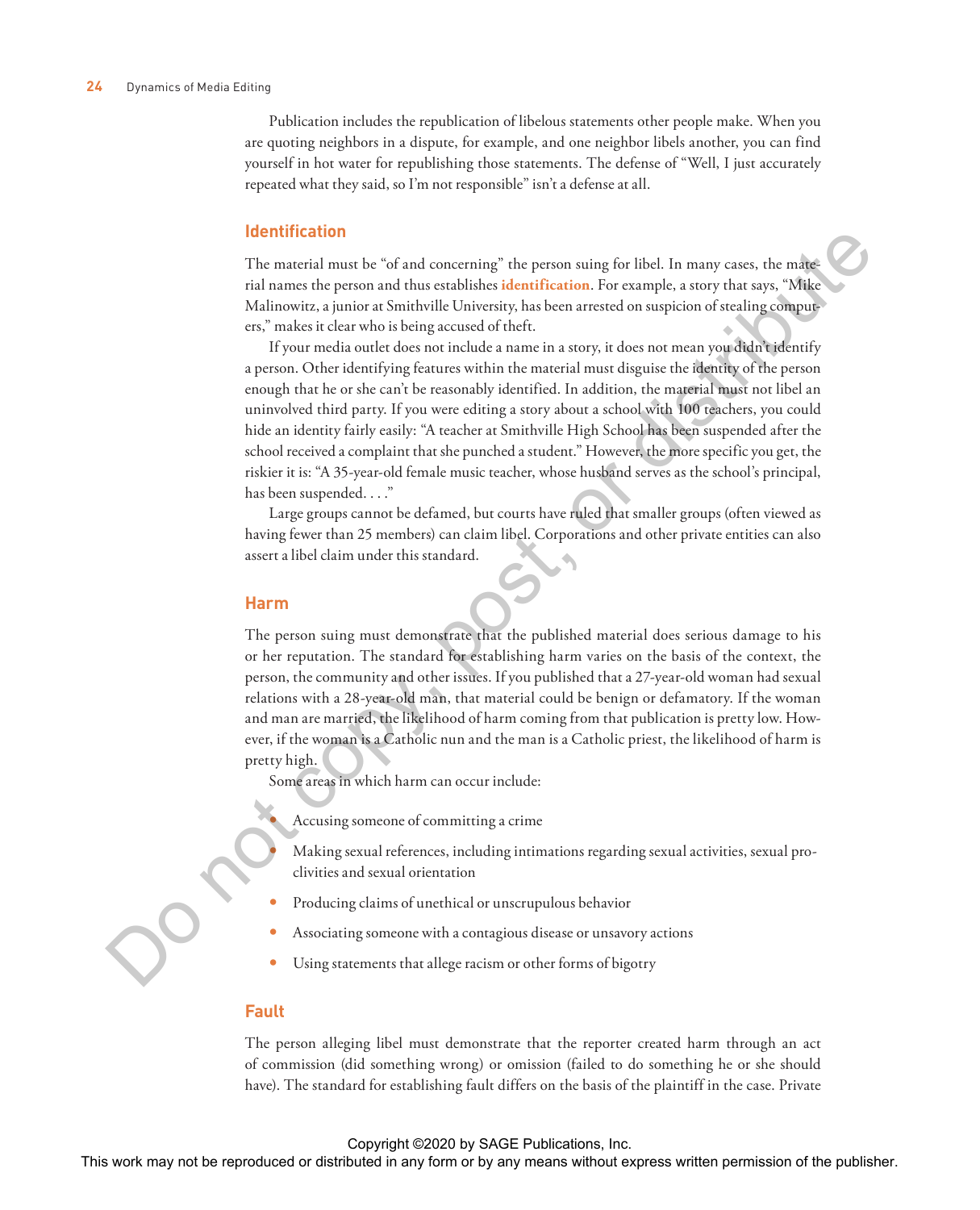Publication includes the republication of libelous statements other people make. When you are quoting neighbors in a dispute, for example, and one neighbor libels another, you can find yourself in hot water for republishing those statements. The defense of "Well, I just accurately repeated what they said, so I'm not responsible" isn't a defense at all.

### Identification

The material must be "of and concerning" the person suing for libel. In many cases, the material names the person and thus establishes **identification**. For example, a story that says, "Mike Malinowitz, a junior at Smithville University, has been arrested on suspicion of stealing computers," makes it clear who is being accused of theft.

If your media outlet does not include a name in a story, it does not mean you didn't identify a person. Other identifying features within the material must disguise the identity of the person enough that he or she can't be reasonably identified. In addition, the material must not libel an uninvolved third party. If you were editing a story about a school with 100 teachers, you could hide an identity fairly easily: "A teacher at Smithville High School has been suspended after the school received a complaint that she punched a student." However, the more specific you get, the riskier it is: "A 35-year-old female music teacher, whose husband serves as the school's principal, has been suspended. . . ."

Large groups cannot be defamed, but courts have ruled that smaller groups (often viewed as having fewer than 25 members) can claim libel. Corporations and other private entities can also assert a libel claim under this standard.

### Harm

The person suing must demonstrate that the published material does serious damage to his or her reputation. The standard for establishing harm varies on the basis of the context, the person, the community and other issues. If you published that a 27-year-old woman had sexual relations with a 28-year-old man, that material could be benign or defamatory. If the woman and man are married, the likelihood of harm coming from that publication is pretty low. However, if the woman is a Catholic nun and the man is a Catholic priest, the likelihood of harm is pretty high.

Some areas in which harm can occur include:

- Accusing someone of committing a crime
- Making sexual references, including intimations regarding sexual activities, sexual proclivities and sexual orientation
- Producing claims of unethical or unscrupulous behavior
- Associating someone with a contagious disease or unsavory actions
- Using statements that allege racism or other forms of bigotry

### Fault

The person alleging libel must demonstrate that the reporter created harm through an act of commission (did something wrong) or omission (failed to do something he or she should have). The standard for establishing fault differs on the basis of the plaintiff in the case. Private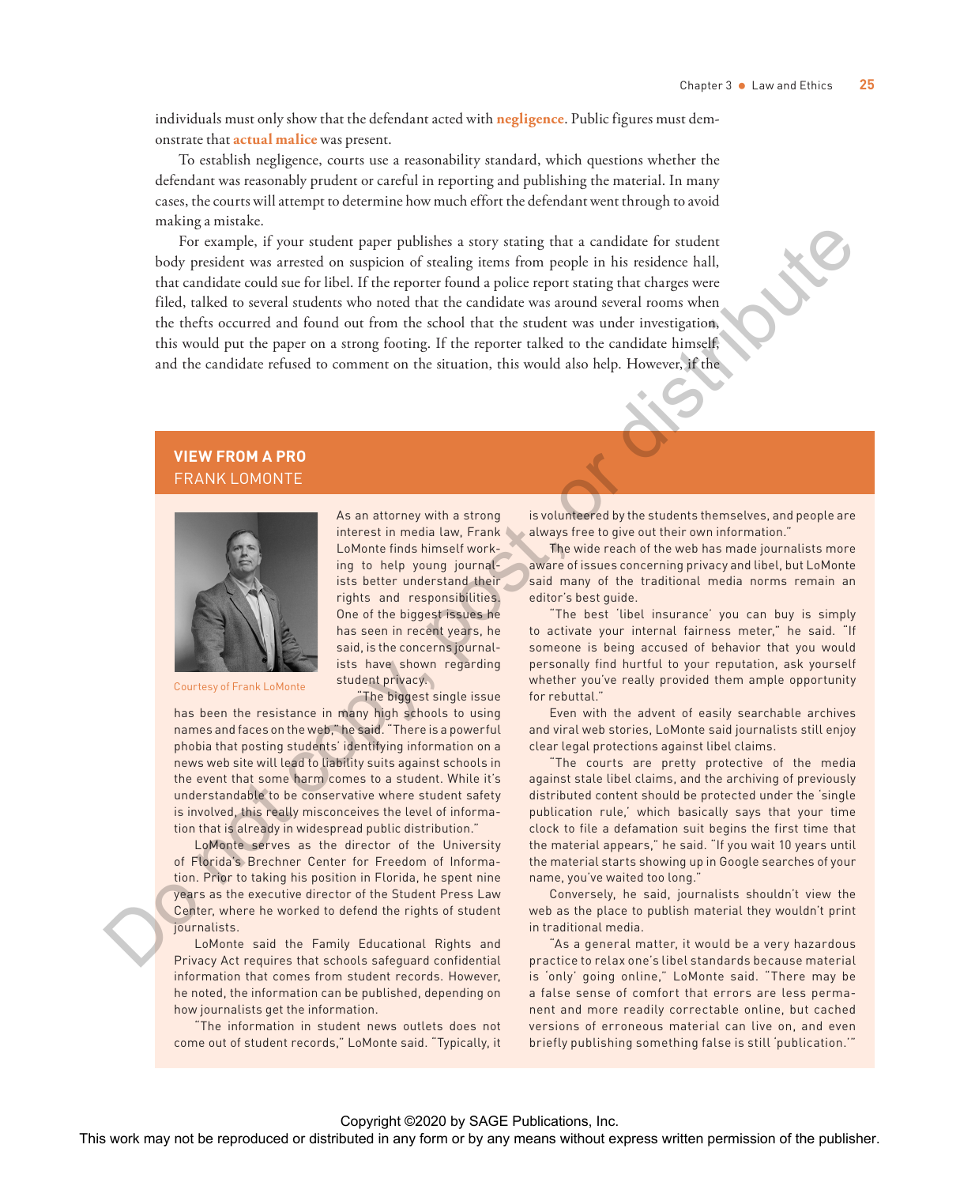individuals must only show that the defendant acted with **negligence**. Public figures must demonstrate that **actual malice** was present.

To establish negligence, courts use a reasonability standard, which questions whether the defendant was reasonably prudent or careful in reporting and publishing the material. In many cases, the courts will attempt to determine how much effort the defendant went through to avoid making a mistake.

For example, if your student paper publishes a story stating that a candidate for student body president was arrested on suspicion of stealing items from people in his residence hall, that candidate could sue for libel. If the reporter found a police report stating that charges were filed, talked to several students who noted that the candidate was around several rooms when the thefts occurred and found out from the school that the student was under investigation, this would put the paper on a strong footing. If the reporter talked to the candidate himself, and the candidate refused to comment on the situation, this would also help. However, if the

## VIEW FROM A PRO
### FRANK LOMONTE

Courtesy of Frank LoMonte

As an attorney with a strong interest in media law, Frank LoMonte finds himself working to help young journalists better understand their rights and responsibilities. One of the biggest issues he has seen in recent years, he said, is the concerns journalists have shown regarding student privacy.

"The biggest single issue has been the resistance in many high schools to using names and faces on the web," he said. "There is a powerful phobia that posting students' identifying information on a news web site will lead to liability suits against schools in the event that some harm comes to a student. While it's understandable to be conservative where student safety is involved, this really misconceives the level of information that is already in widespread public distribution."

LoMonte serves as the director of the University of Florida's Brechner Center for Freedom of Information. Prior to taking his position in Florida, he spent nine years as the executive director of the Student Press Law Center, where he worked to defend the rights of student journalists.

LoMonte said the Family Educational Rights and Privacy Act requires that schools safeguard confidential information that comes from student records. However, he noted, the information can be published, depending on how journalists get the information.

"The information in student news outlets does not come out of student records," LoMonte said. "Typically, it is volunteered by the students themselves, and people are always free to give out their own information."

The wide reach of the web has made journalists more aware of issues concerning privacy and libel, but LoMonte said many of the traditional media norms remain an editor's best guide.

"The best 'libel insurance' you can buy is simply to activate your internal fairness meter," he said. "If someone is being accused of behavior that you would personally find hurtful to your reputation, ask yourself whether you've really provided them ample opportunity for rebuttal."

Even with the advent of easily searchable archives and viral web stories, LoMonte said journalists still enjoy clear legal protections against libel claims.

"The courts are pretty protective of the media against stale libel claims, and the archiving of previously distributed content should be protected under the 'single publication rule,' which basically says that your time clock to file a defamation suit begins the first time that the material appears," he said. "If you wait 10 years until the material starts showing up in Google searches of your name, you've waited too long."

Conversely, he said, journalists shouldn't view the web as the place to publish material they wouldn't print in traditional media.

"As a general matter, it would be a very hazardous practice to relax one's libel standards because material is 'only' going online," LoMonte said. "There may be a false sense of comfort that errors are less permanent and more readily correctable online, but cached versions of erroneous material can live on, and even briefly publishing something false is still 'publication.'"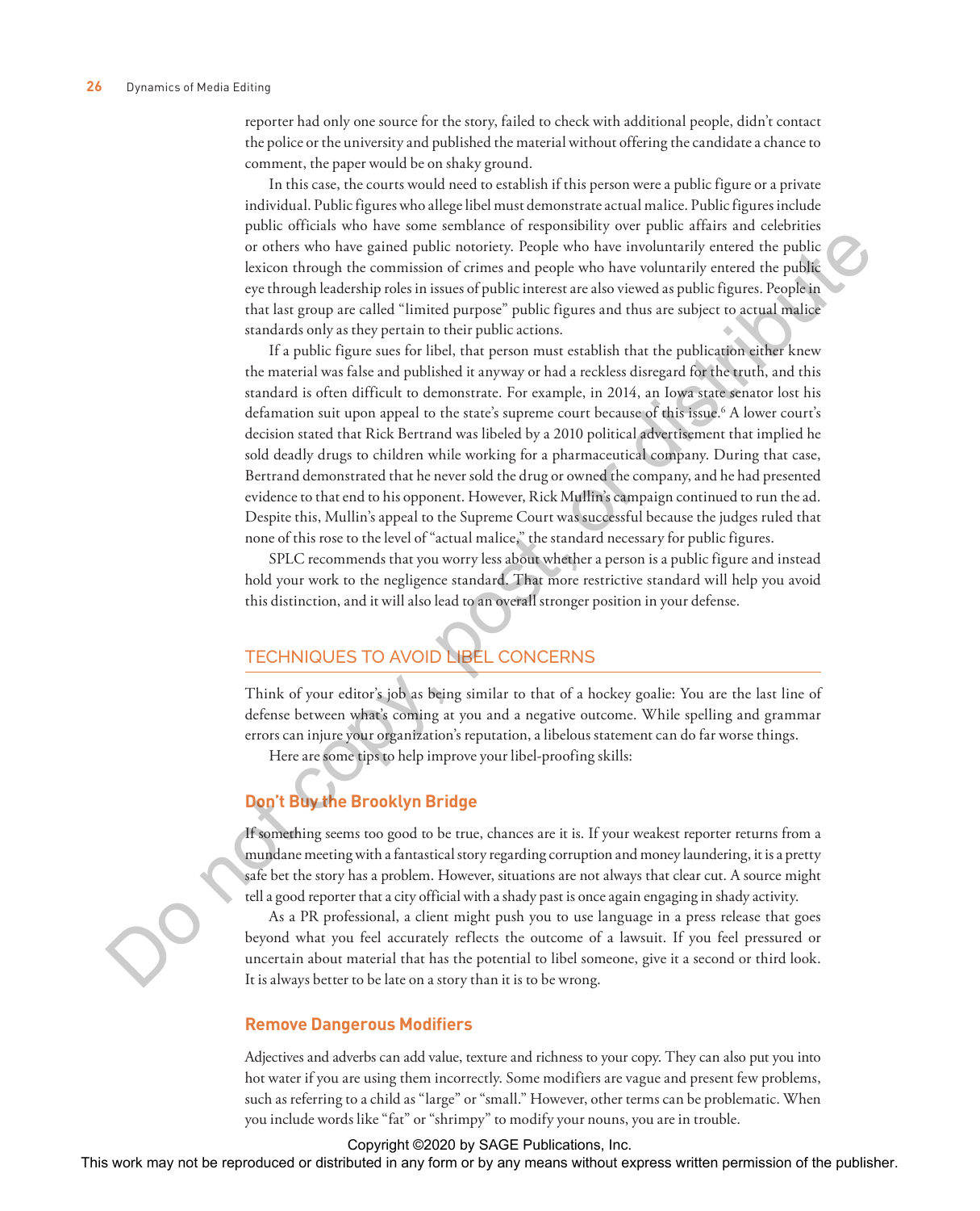reporter had only one source for the story, failed to check with additional people, didn't contact the police or the university and published the material without offering the candidate a chance to comment, the paper would be on shaky ground.

In this case, the courts would need to establish if this person were a public figure or a private individual. Public figures who allege libel must demonstrate actual malice. Public figures include public officials who have some semblance of responsibility over public affairs and celebrities or others who have gained public notoriety. People who have involuntarily entered the public lexicon through the commission of crimes and people who have voluntarily entered the public eye through leadership roles in issues of public interest are also viewed as public figures. People in that last group are called "limited purpose" public figures and thus are subject to actual malice standards only as they pertain to their public actions.

If a public figure sues for libel, that person must establish that the publication either knew the material was false and published it anyway or had a reckless disregard for the truth, and this standard is often difficult to demonstrate. For example, in 2014, an Iowa state senator lost his defamation suit upon appeal to the state's supreme court because of this issue.[6] A lower court's decision stated that Rick Bertrand was libeled by a 2010 political advertisement that implied he sold deadly drugs to children while working for a pharmaceutical company. During that case, Bertrand demonstrated that he never sold the drug or owned the company, and he had presented evidence to that end to his opponent. However, Rick Mullin's campaign continued to run the ad. Despite this, Mullin's appeal to the Supreme Court was successful because the judges ruled that none of this rose to the level of "actual malice," the standard necessary for public figures.

SPLC recommends that you worry less about whether a person is a public figure and instead hold your work to the negligence standard. That more restrictive standard will help you avoid this distinction, and it will also lead to an overall stronger position in your defense.

## TECHNIQUES TO AVOID LIBEL CONCERNS

Think of your editor's job as being similar to that of a hockey goalie: You are the last line of defense between what's coming at you and a negative outcome. While spelling and grammar errors can injure your organization's reputation, a libelous statement can do far worse things.

Here are some tips to help improve your libel-proofing skills:

### Don't Buy the Brooklyn Bridge

If something seems too good to be true, chances are it is. If your weakest reporter returns from a mundane meeting with a fantastical story regarding corruption and money laundering, it is a pretty safe bet the story has a problem. However, situations are not always that clear cut. A source might tell a good reporter that a city official with a shady past is once again engaging in shady activity.

As a PR professional, a client might push you to use language in a press release that goes beyond what you feel accurately reflects the outcome of a lawsuit. If you feel pressured or uncertain about material that has the potential to libel someone, give it a second or third look. It is always better to be late on a story than it is to be wrong.

### Remove Dangerous Modifiers

Adjectives and adverbs can add value, texture and richness to your copy. They can also put you into hot water if you are using them incorrectly. Some modifiers are vague and present few problems, such as referring to a child as "large" or "small." However, other terms can be problematic. When you include words like "fat" or "shrimpy" to modify your nouns, you are in trouble.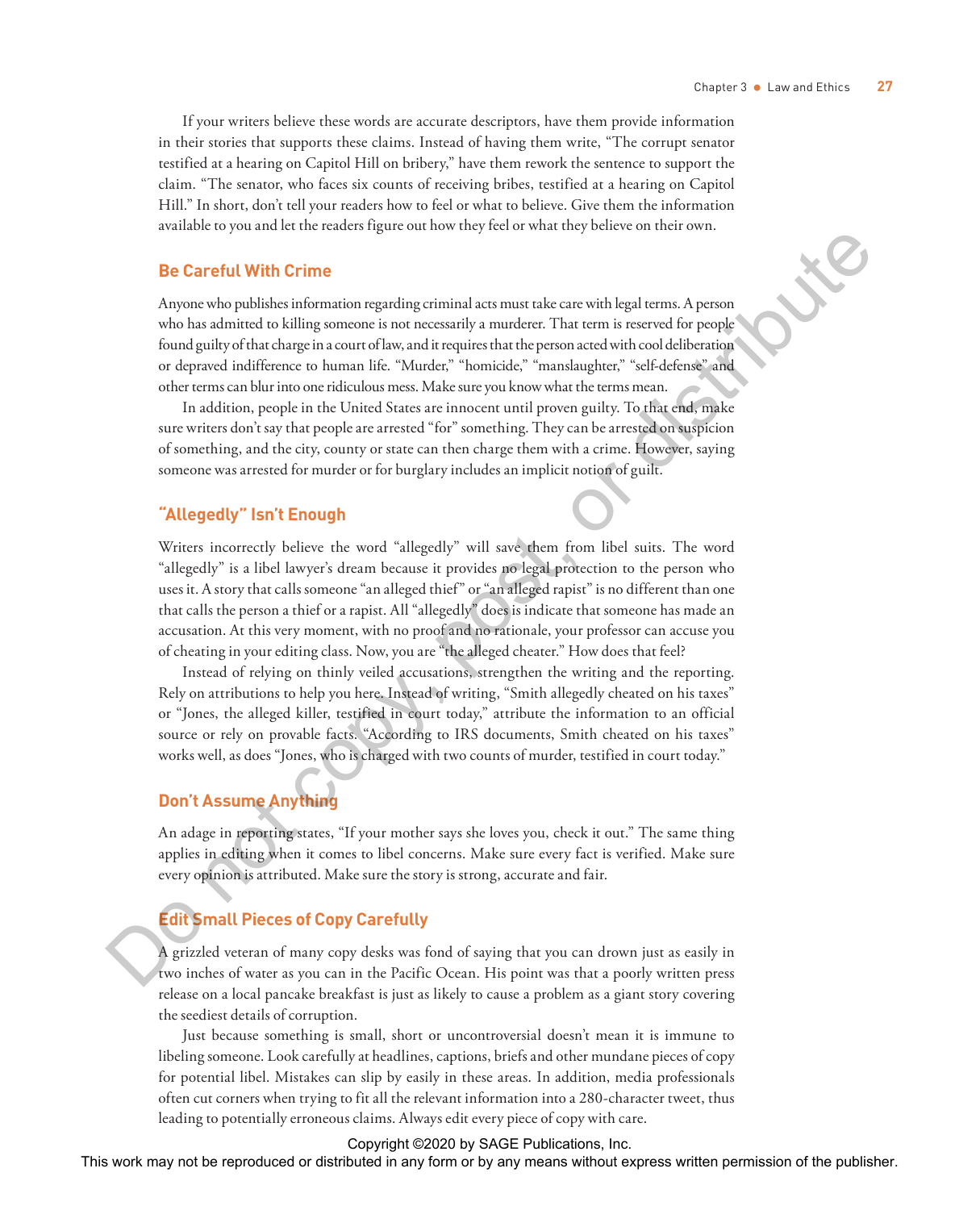If your writers believe these words are accurate descriptors, have them provide information in their stories that supports these claims. Instead of having them write, "The corrupt senator testified at a hearing on Capitol Hill on bribery," have them rework the sentence to support the claim. "The senator, who faces six counts of receiving bribes, testified at a hearing on Capitol Hill." In short, don't tell your readers how to feel or what to believe. Give them the information available to you and let the readers figure out how they feel or what they believe on their own.

### Be Careful With Crime

Anyone who publishes information regarding criminal acts must take care with legal terms. A person who has admitted to killing someone is not necessarily a murderer. That term is reserved for people found guilty of that charge in a court of law, and it requires that the person acted with cool deliberation or depraved indifference to human life. "Murder," "homicide," "manslaughter," "self-defense" and other terms can blur into one ridiculous mess. Make sure you know what the terms mean.

In addition, people in the United States are innocent until proven guilty. To that end, make sure writers don't say that people are arrested "for" something. They can be arrested on suspicion of something, and the city, county or state can then charge them with a crime. However, saying someone was arrested for murder or for burglary includes an implicit notion of guilt.

### "Allegedly" Isn't Enough

Writers incorrectly believe the word "allegedly" will save them from libel suits. The word "allegedly" is a libel lawyer's dream because it provides no legal protection to the person who uses it. A story that calls someone "an alleged thief" or "an alleged rapist" is no different than one that calls the person a thief or a rapist. All "allegedly" does is indicate that someone has made an accusation. At this very moment, with no proof and no rationale, your professor can accuse you of cheating in your editing class. Now, you are "the alleged cheater." How does that feel?

Instead of relying on thinly veiled accusations, strengthen the writing and the reporting. Rely on attributions to help you here. Instead of writing, "Smith allegedly cheated on his taxes" or "Jones, the alleged killer, testified in court today," attribute the information to an official source or rely on provable facts. "According to IRS documents, Smith cheated on his taxes" works well, as does "Jones, who is charged with two counts of murder, testified in court today."

### Don't Assume Anything

An adage in reporting states, "If your mother says she loves you, check it out." The same thing applies in editing when it comes to libel concerns. Make sure every fact is verified. Make sure every opinion is attributed. Make sure the story is strong, accurate and fair.

### Edit Small Pieces of Copy Carefully

A grizzled veteran of many copy desks was fond of saying that you can drown just as easily in two inches of water as you can in the Pacific Ocean. His point was that a poorly written press release on a local pancake breakfast is just as likely to cause a problem as a giant story covering the seediest details of corruption.

Just because something is small, short or uncontroversial doesn't mean it is immune to libeling someone. Look carefully at headlines, captions, briefs and other mundane pieces of copy for potential libel. Mistakes can slip by easily in these areas. In addition, media professionals often cut corners when trying to fit all the relevant information into a 280-character tweet, thus leading to potentially erroneous claims. Always edit every piece of copy with care.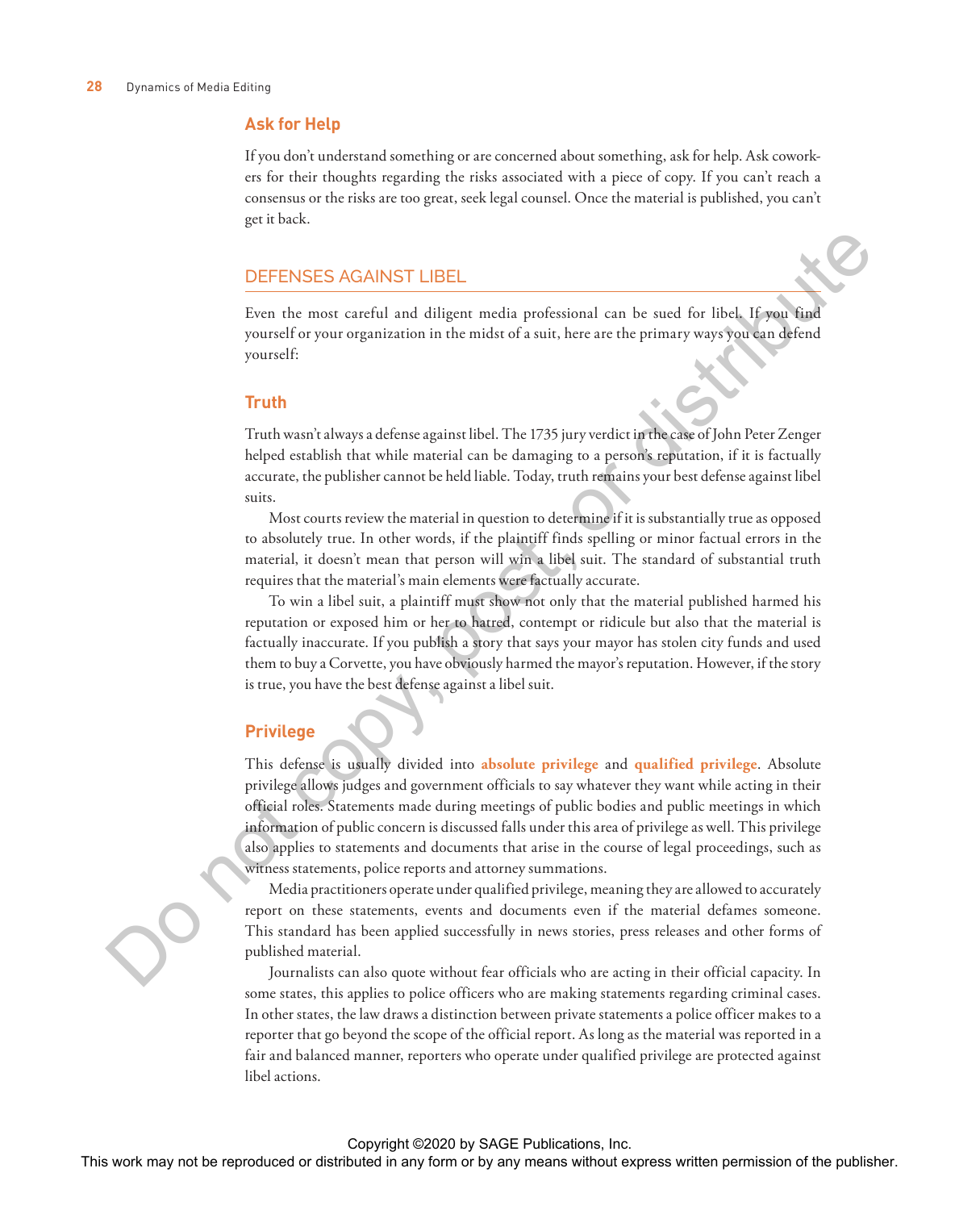### Ask for Help

If you don't understand something or are concerned about something, ask for help. Ask coworkers for their thoughts regarding the risks associated with a piece of copy. If you can't reach a consensus or the risks are too great, seek legal counsel. Once the material is published, you can't get it back.

## DEFENSES AGAINST LIBEL

Even the most careful and diligent media professional can be sued for libel. If you find yourself or your organization in the midst of a suit, here are the primary ways you can defend yourself:

### Truth

Truth wasn't always a defense against libel. The 1735 jury verdict in the case of John Peter Zenger helped establish that while material can be damaging to a person's reputation, if it is factually accurate, the publisher cannot be held liable. Today, truth remains your best defense against libel suits.

Most courts review the material in question to determine if it is substantially true as opposed to absolutely true. In other words, if the plaintiff finds spelling or minor factual errors in the material, it doesn't mean that person will win a libel suit. The standard of substantial truth requires that the material's main elements were factually accurate.

To win a libel suit, a plaintiff must show not only that the material published harmed his reputation or exposed him or her to hatred, contempt or ridicule but also that the material is factually inaccurate. If you publish a story that says your mayor has stolen city funds and used them to buy a Corvette, you have obviously harmed the mayor's reputation. However, if the story is true, you have the best defense against a libel suit.

### Privilege

This defense is usually divided into **absolute privilege** and **qualified privilege**. Absolute privilege allows judges and government officials to say whatever they want while acting in their official roles. Statements made during meetings of public bodies and public meetings in which information of public concern is discussed falls under this area of privilege as well. This privilege also applies to statements and documents that arise in the course of legal proceedings, such as witness statements, police reports and attorney summations.

Media practitioners operate under qualified privilege, meaning they are allowed to accurately report on these statements, events and documents even if the material defames someone. This standard has been applied successfully in news stories, press releases and other forms of published material.

Journalists can also quote without fear officials who are acting in their official capacity. In some states, this applies to police officers who are making statements regarding criminal cases. In other states, the law draws a distinction between private statements a police officer makes to a reporter that go beyond the scope of the official report. As long as the material was reported in a fair and balanced manner, reporters who operate under qualified privilege are protected against libel actions.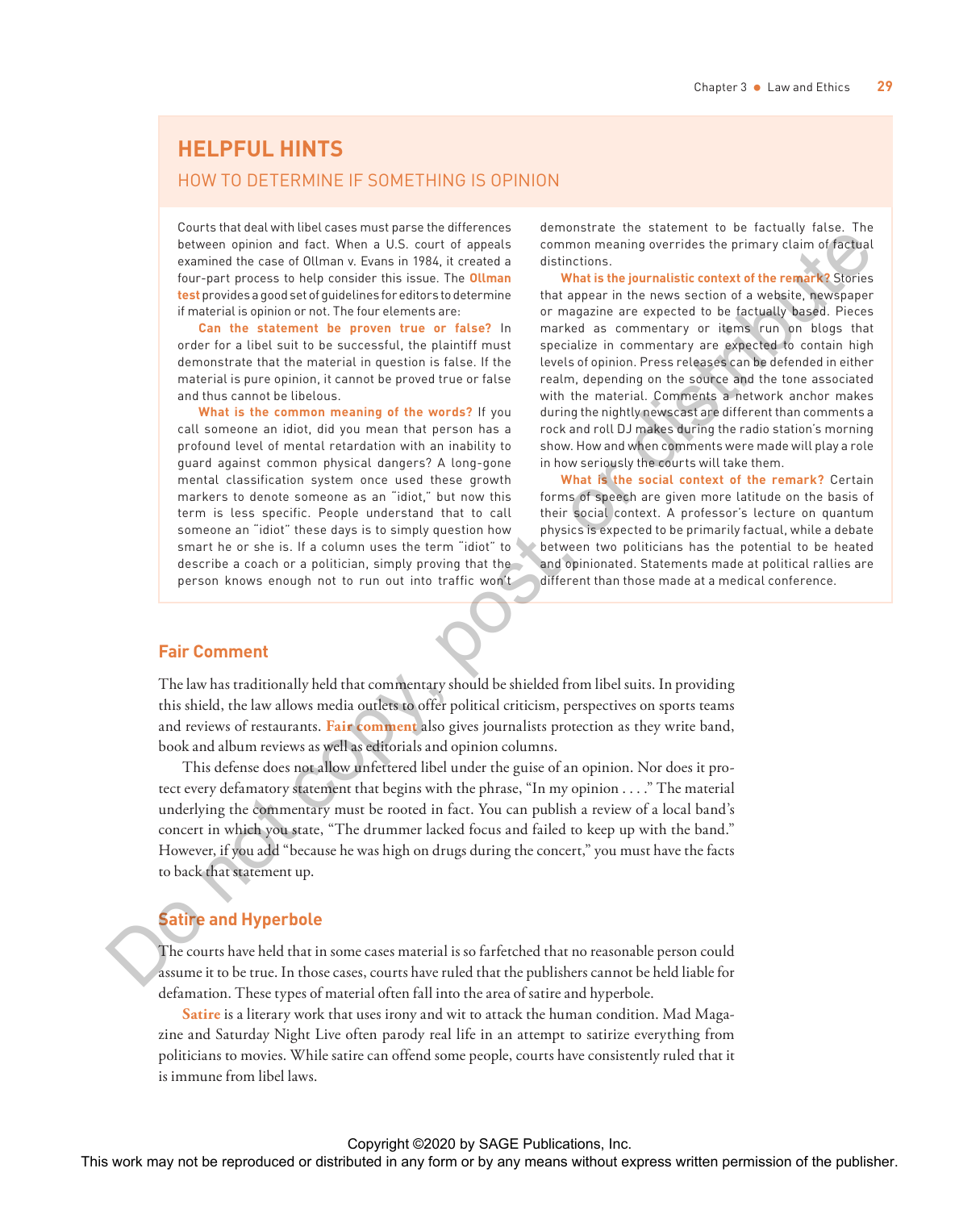## HELPFUL HINTS

### HOW TO DETERMINE IF SOMETHING IS OPINION

Courts that deal with libel cases must parse the differences between opinion and fact. When a U.S. court of appeals examined the case of Ollman v. Evans in 1984, it created a four-part process to help consider this issue. The **Ollman test** provides a good set of guidelines for editors to determine if material is opinion or not. The four elements are:

**Can the statement be proven true or false?** In order for a libel suit to be successful, the plaintiff must demonstrate that the material in question is false. If the material is pure opinion, it cannot be proved true or false and thus cannot be libelous.

**What is the common meaning of the words?** If you call someone an idiot, did you mean that person has a profound level of mental retardation with an inability to guard against common physical dangers? A long-gone mental classification system once used these growth markers to denote someone as an "idiot," but now this term is less specific. People understand that to call someone an "idiot" these days is to simply question how smart he or she is. If a column uses the term "idiot" to describe a coach or a politician, simply proving that the person knows enough not to run out into traffic won't demonstrate the statement to be factually false. The common meaning overrides the primary claim of factual distinctions.

**What is the journalistic context of the remark?** Stories that appear in the news section of a website, newspaper or magazine are expected to be factually based. Pieces marked as commentary or items run on blogs that specialize in commentary are expected to contain high levels of opinion. Press releases can be defended in either realm, depending on the source and the tone associated with the material. Comments a network anchor makes during the nightly newscast are different than comments a rock and roll DJ makes during the radio station's morning show. How and when comments were made will play a role in how seriously the courts will take them.

**What is the social context of the remark?** Certain forms of speech are given more latitude on the basis of their social context. A professor's lecture on quantum physics is expected to be primarily factual, while a debate between two politicians has the potential to be heated and opinionated. Statements made at political rallies are different than those made at a medical conference.

## Fair Comment

The law has traditionally held that commentary should be shielded from libel suits. In providing this shield, the law allows media outlets to offer political criticism, perspectives on sports teams and reviews of restaurants. **Fair comment** also gives journalists protection as they write band, book and album reviews as well as editorials and opinion columns.

This defense does not allow unfettered libel under the guise of an opinion. Nor does it protect every defamatory statement that begins with the phrase, "In my opinion . . . ." The material underlying the commentary must be rooted in fact. You can publish a review of a local band's concert in which you state, "The drummer lacked focus and failed to keep up with the band." However, if you add "because he was high on drugs during the concert," you must have the facts to back that statement up.

## Satire and Hyperbole

The courts have held that in some cases material is so farfetched that no reasonable person could assume it to be true. In those cases, courts have ruled that the publishers cannot be held liable for defamation. These types of material often fall into the area of satire and hyperbole.

**Satire** is a literary work that uses irony and wit to attack the human condition. Mad Magazine and Saturday Night Live often parody real life in an attempt to satirize everything from politicians to movies. While satire can offend some people, courts have consistently ruled that it is immune from libel laws.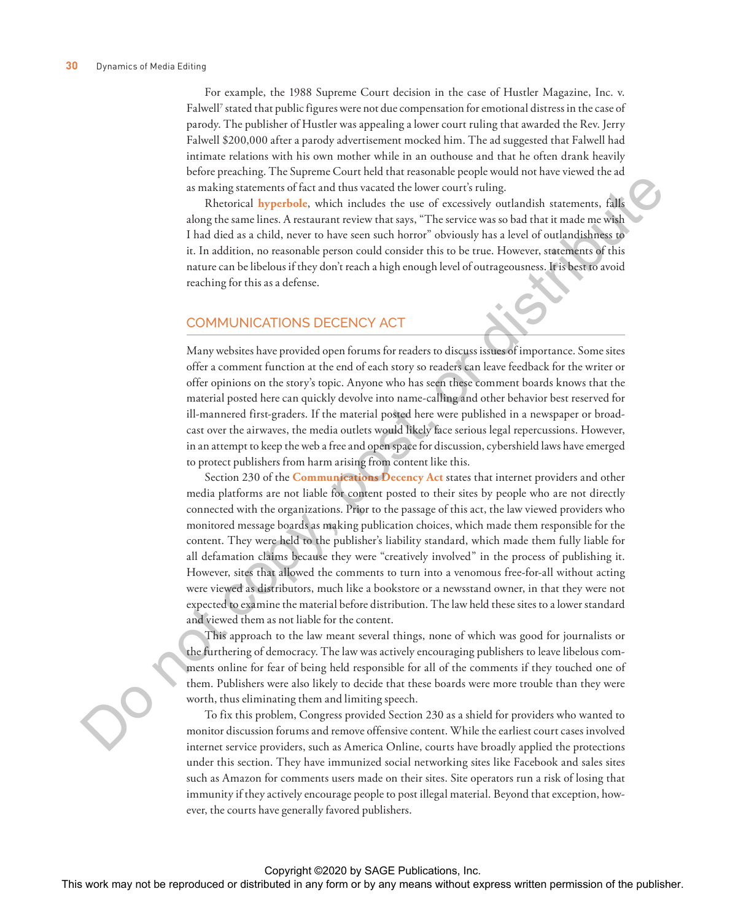For example, the 1988 Supreme Court decision in the case of Hustler Magazine, Inc. v. Falwell[7] stated that public figures were not due compensation for emotional distress in the case of parody. The publisher of Hustler was appealing a lower court ruling that awarded the Rev. Jerry Falwell $200,000 after a parody advertisement mocked him. The ad suggested that Falwell had intimate relations with his own mother while in an outhouse and that he often drank heavily before preaching. The Supreme Court held that reasonable people would not have viewed the ad as making statements of fact and thus vacated the lower court's ruling.

Rhetorical **hyperbole**, which includes the use of excessively outlandish statements, falls along the same lines. A restaurant review that says, "The service was so bad that it made me wish I had died as a child, never to have seen such horror" obviously has a level of outlandishness to it. In addition, no reasonable person could consider this to be true. However, statements of this nature can be libelous if they don't reach a high enough level of outrageousness. It is best to avoid reaching for this as a defense.

## COMMUNICATIONS DECENCY ACT

Many websites have provided open forums for readers to discuss issues of importance. Some sites offer a comment function at the end of each story so readers can leave feedback for the writer or offer opinions on the story's topic. Anyone who has seen these comment boards knows that the material posted here can quickly devolve into name-calling and other behavior best reserved for ill-mannered first-graders. If the material posted here were published in a newspaper or broadcast over the airwaves, the media outlets would likely face serious legal repercussions. However, in an attempt to keep the web a free and open space for discussion, cybershield laws have emerged to protect publishers from harm arising from content like this.

Section 230 of the **Communications Decency Act** states that internet providers and other media platforms are not liable for content posted to their sites by people who are not directly connected with the organizations. Prior to the passage of this act, the law viewed providers who monitored message boards as making publication choices, which made them responsible for the content. They were held to the publisher's liability standard, which made them fully liable for all defamation claims because they were "creatively involved" in the process of publishing it. However, sites that allowed the comments to turn into a venomous free-for-all without acting were viewed as distributors, much like a bookstore or a newsstand owner, in that they were not expected to examine the material before distribution. The law held these sites to a lower standard and viewed them as not liable for the content.

This approach to the law meant several things, none of which was good for journalists or the furthering of democracy. The law was actively encouraging publishers to leave libelous comments online for fear of being held responsible for all of the comments if they touched one of them. Publishers were also likely to decide that these boards were more trouble than they were worth, thus eliminating them and limiting speech.

To fix this problem, Congress provided Section 230 as a shield for providers who wanted to monitor discussion forums and remove offensive content. While the earliest court cases involved internet service providers, such as America Online, courts have broadly applied the protections under this section. They have immunized social networking sites like Facebook and sales sites such as Amazon for comments users made on their sites. Site operators run a risk of losing that immunity if they actively encourage people to post illegal material. Beyond that exception, however, the courts have generally favored publishers.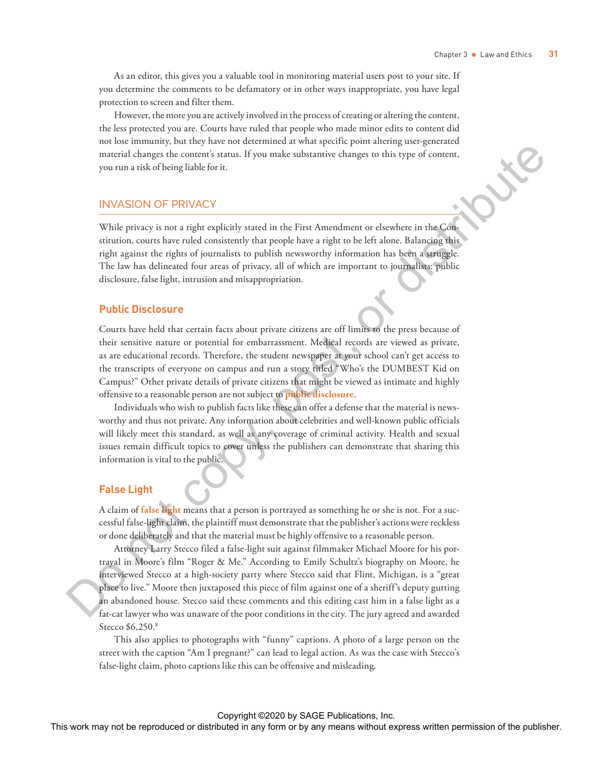As an editor, this gives you a valuable tool in monitoring material users post to your site. If you determine the comments to be defamatory or in other ways inappropriate, you have legal protection to screen and filter them.

However, the more you are actively involved in the process of creating or altering the content, the less protected you are. Courts have ruled that people who made minor edits to content did not lose immunity, but they have not determined at what specific point altering user-generated material changes the content's status. If you make substantive changes to this type of content, you run a risk of being liable for it.

## INVASION OF PRIVACY

While privacy is not a right explicitly stated in the First Amendment or elsewhere in the Constitution, courts have ruled consistently that people have a right to be left alone. Balancing this right against the rights of journalists to publish newsworthy information has been a struggle. The law has delineated four areas of privacy, all of which are important to journalists: public disclosure, false light, intrusion and misappropriation.

### Public Disclosure

Courts have held that certain facts about private citizens are off limits to the press because of their sensitive nature or potential for embarrassment. Medical records are viewed as private, as are educational records. Therefore, the student newspaper at your school can't get access to the transcripts of everyone on campus and run a story titled "Who's the DUMBEST Kid on Campus?" Other private details of private citizens that might be viewed as intimate and highly offensive to a reasonable person are not subject to **public disclosure**.

Individuals who wish to publish facts like these can offer a defense that the material is newsworthy and thus not private. Any information about celebrities and well-known public officials will likely meet this standard, as well as any coverage of criminal activity. Health and sexual issues remain difficult topics to cover unless the publishers can demonstrate that sharing this information is vital to the public.

### False Light

A claim of **false light** means that a person is portrayed as something he or she is not. For a successful false-light claim, the plaintiff must demonstrate that the publisher's actions were reckless or done deliberately and that the material must be highly offensive to a reasonable person.

Attorney Larry Stecco filed a false-light suit against filmmaker Michael Moore for his portrayal in Moore's film "Roger & Me." According to Emily Schultz's biography on Moore, he interviewed Stecco at a high-society party where Stecco said that Flint, Michigan, is a "great place to live." Moore then juxtaposed this piece of film against one of a sheriff's deputy gutting an abandoned house. Stecco said these comments and this editing cast him in a false light as a fat-cat lawyer who was unaware of the poor conditions in the city. The jury agreed and awarded Stecco $6,250.[8]

This also applies to photographs with "funny" captions. A photo of a large person on the street with the caption "Am I pregnant?" can lead to legal action. As was the case with Stecco's false-light claim, photo captions like this can be offensive and misleading.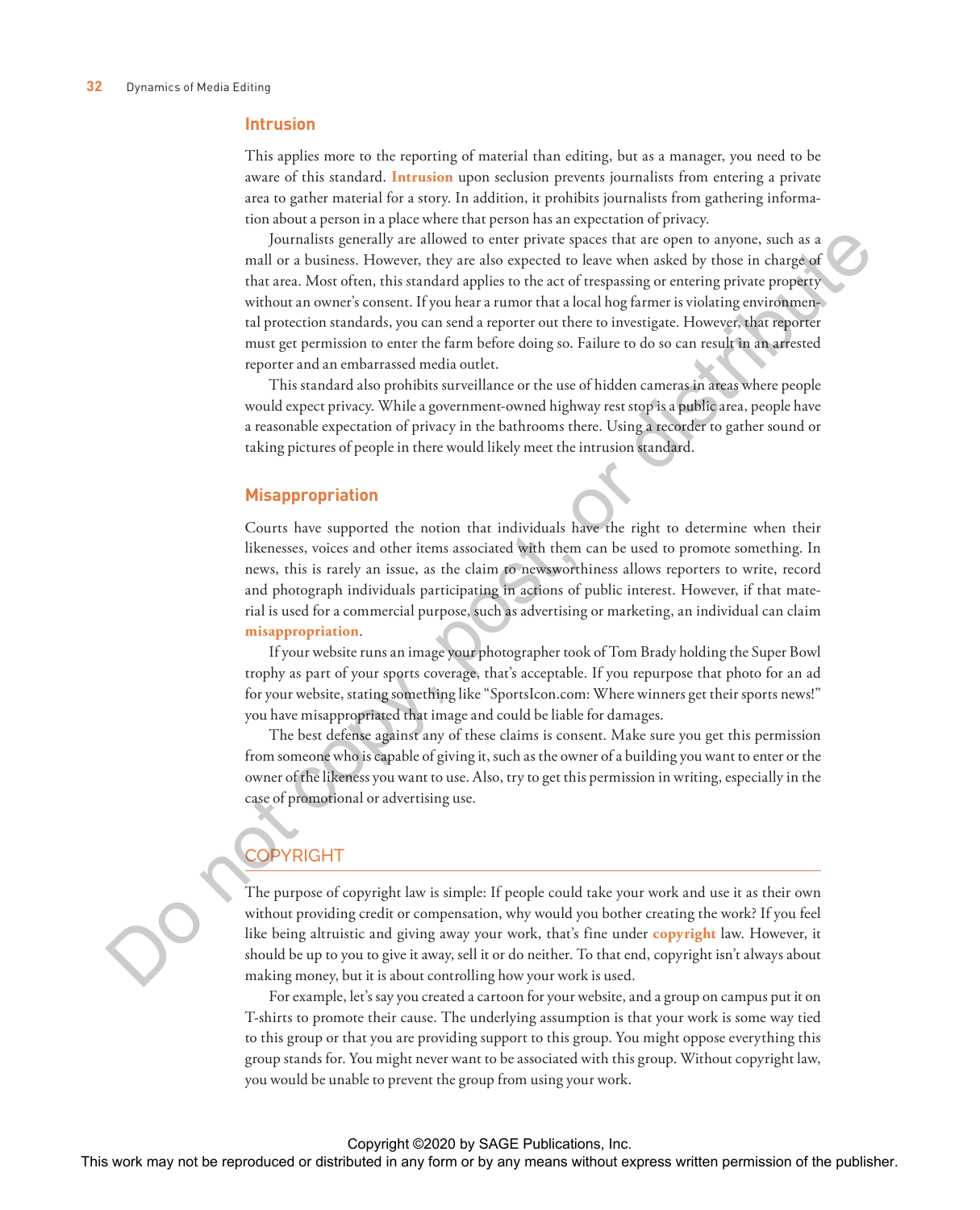### Intrusion

This applies more to the reporting of material than editing, but as a manager, you need to be aware of this standard. **Intrusion** upon seclusion prevents journalists from entering a private area to gather material for a story. In addition, it prohibits journalists from gathering information about a person in a place where that person has an expectation of privacy.

Journalists generally are allowed to enter private spaces that are open to anyone, such as a mall or a business. However, they are also expected to leave when asked by those in charge of that area. Most often, this standard applies to the act of trespassing or entering private property without an owner's consent. If you hear a rumor that a local hog farmer is violating environmental protection standards, you can send a reporter out there to investigate. However, that reporter must get permission to enter the farm before doing so. Failure to do so can result in an arrested reporter and an embarrassed media outlet.

This standard also prohibits surveillance or the use of hidden cameras in areas where people would expect privacy. While a government-owned highway rest stop is a public area, people have a reasonable expectation of privacy in the bathrooms there. Using a recorder to gather sound or taking pictures of people in there would likely meet the intrusion standard.

### Misappropriation

Courts have supported the notion that individuals have the right to determine when their likenesses, voices and other items associated with them can be used to promote something. In news, this is rarely an issue, as the claim to newsworthiness allows reporters to write, record and photograph individuals participating in actions of public interest. However, if that material is used for a commercial purpose, such as advertising or marketing, an individual can claim **misappropriation**.

If your website runs an image your photographer took of Tom Brady holding the Super Bowl trophy as part of your sports coverage, that's acceptable. If you repurpose that photo for an ad for your website, stating something like "SportsIcon.com: Where winners get their sports news!" you have misappropriated that image and could be liable for damages.

The best defense against any of these claims is consent. Make sure you get this permission from someone who is capable of giving it, such as the owner of a building you want to enter or the owner of the likeness you want to use. Also, try to get this permission in writing, especially in the case of promotional or advertising use.

## COPYRIGHT

The purpose of copyright law is simple: If people could take your work and use it as their own without providing credit or compensation, why would you bother creating the work? If you feel like being altruistic and giving away your work, that's fine under **copyright** law. However, it should be up to you to give it away, sell it or do neither. To that end, copyright isn't always about making money, but it is about controlling how your work is used.

For example, let's say you created a cartoon for your website, and a group on campus put it on T-shirts to promote their cause. The underlying assumption is that your work is some way tied to this group or that you are providing support to this group. You might oppose everything this group stands for. You might never want to be associated with this group. Without copyright law, you would be unable to prevent the group from using your work.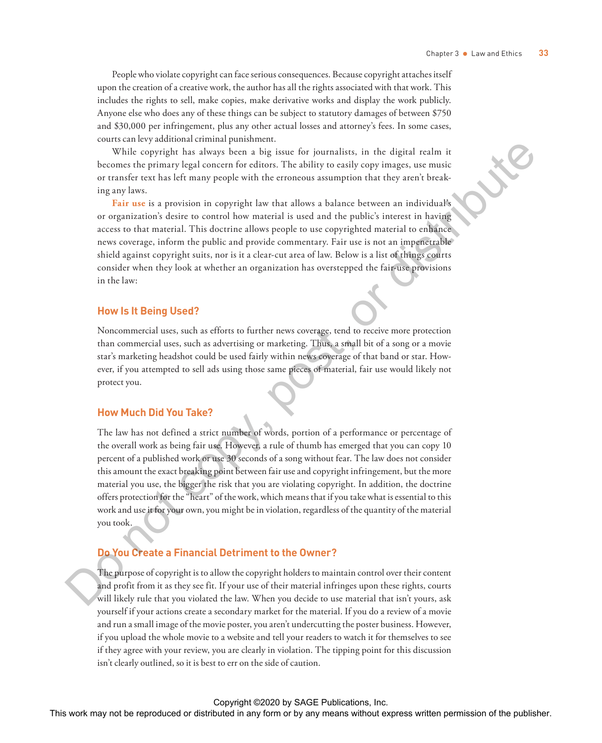People who violate copyright can face serious consequences. Because copyright attaches itself upon the creation of a creative work, the author has all the rights associated with that work. This includes the rights to sell, make copies, make derivative works and display the work publicly. Anyone else who does any of these things can be subject to statutory damages of between $750 and $30,000 per infringement, plus any other actual losses and attorney's fees. In some cases, courts can levy additional criminal punishment.

While copyright has always been a big issue for journalists, in the digital realm it becomes the primary legal concern for editors. The ability to easily copy images, use music or transfer text has left many people with the erroneous assumption that they aren't breaking any laws.

**Fair use** is a provision in copyright law that allows a balance between an individual's or organization's desire to control how material is used and the public's interest in having access to that material. This doctrine allows people to use copyrighted material to enhance news coverage, inform the public and provide commentary. Fair use is not an impenetrable shield against copyright suits, nor is it a clear-cut area of law. Below is a list of things courts consider when they look at whether an organization has overstepped the fair-use provisions in the law:

### How Is It Being Used?

Noncommercial uses, such as efforts to further news coverage, tend to receive more protection than commercial uses, such as advertising or marketing. Thus, a small bit of a song or a movie star's marketing headshot could be used fairly within news coverage of that band or star. However, if you attempted to sell ads using those same pieces of material, fair use would likely not protect you.

### How Much Did You Take?

The law has not defined a strict number of words, portion of a performance or percentage of the overall work as being fair use. However, a rule of thumb has emerged that you can copy 10 percent of a published work or use 30 seconds of a song without fear. The law does not consider this amount the exact breaking point between fair use and copyright infringement, but the more material you use, the bigger the risk that you are violating copyright. In addition, the doctrine offers protection for the "heart" of the work, which means that if you take what is essential to this work and use it for your own, you might be in violation, regardless of the quantity of the material you took.

### Do You Create a Financial Detriment to the Owner?

The purpose of copyright is to allow the copyright holders to maintain control over their content and profit from it as they see fit. If your use of their material infringes upon these rights, courts will likely rule that you violated the law. When you decide to use material that isn't yours, ask yourself if your actions create a secondary market for the material. If you do a review of a movie and run a small image of the movie poster, you aren't undercutting the poster business. However, if you upload the whole movie to a website and tell your readers to watch it for themselves to see if they agree with your review, you are clearly in violation. The tipping point for this discussion isn't clearly outlined, so it is best to err on the side of caution.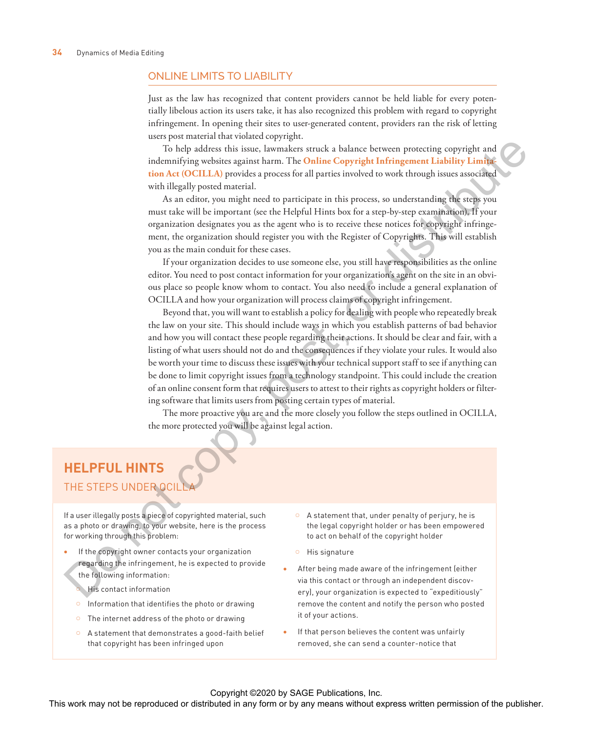## ONLINE LIMITS TO LIABILITY

Just as the law has recognized that content providers cannot be held liable for every potentially libelous action its users take, it has also recognized this problem with regard to copyright infringement. In opening their sites to user-generated content, providers ran the risk of letting users post material that violated copyright.

To help address this issue, lawmakers struck a balance between protecting copyright and indemnifying websites against harm. The **Online Copyright Infringement Liability Limitation Act (OCILLA)** provides a process for all parties involved to work through issues associated with illegally posted material.

As an editor, you might need to participate in this process, so understanding the steps you must take will be important (see the Helpful Hints box for a step-by-step examination). If your organization designates you as the agent who is to receive these notices for copyright infringement, the organization should register you with the Register of Copyrights. This will establish you as the main conduit for these cases.

If your organization decides to use someone else, you still have responsibilities as the online editor. You need to post contact information for your organization's agent on the site in an obvious place so people know whom to contact. You also need to include a general explanation of OCILLA and how your organization will process claims of copyright infringement.

Beyond that, you will want to establish a policy for dealing with people who repeatedly break the law on your site. This should include ways in which you establish patterns of bad behavior and how you will contact these people regarding their actions. It should be clear and fair, with a listing of what users should not do and the consequences if they violate your rules. It would also be worth your time to discuss these issues with your technical support staff to see if anything can be done to limit copyright issues from a technology standpoint. This could include the creation of an online consent form that requires users to attest to their rights as copyright holders or filtering software that limits users from posting certain types of material.

The more proactive you are and the more closely you follow the steps outlined in OCILLA, the more protected you will be against legal action.

### HELPFUL HINTS

#### THE STEPS UNDER OCILLA

If a user illegally posts a piece of copyrighted material, such as a photo or drawing, to your website, here is the process for working through this problem:

- If the copyright owner contacts your organization regarding the infringement, he is expected to provide the following information:
  - His contact information
  - Information that identifies the photo or drawing
  - The internet address of the photo or drawing
  - A statement that demonstrates a good-faith belief that copyright has been infringed upon
  - A statement that, under penalty of perjury, he is the legal copyright holder or has been empowered to act on behalf of the copyright holder
  - His signature
- After being made aware of the infringement (either via this contact or through an independent discovery), your organization is expected to "expeditiously" remove the content and notify the person who posted it of your actions.
- If that person believes the content was unfairly removed, she can send a counter-notice that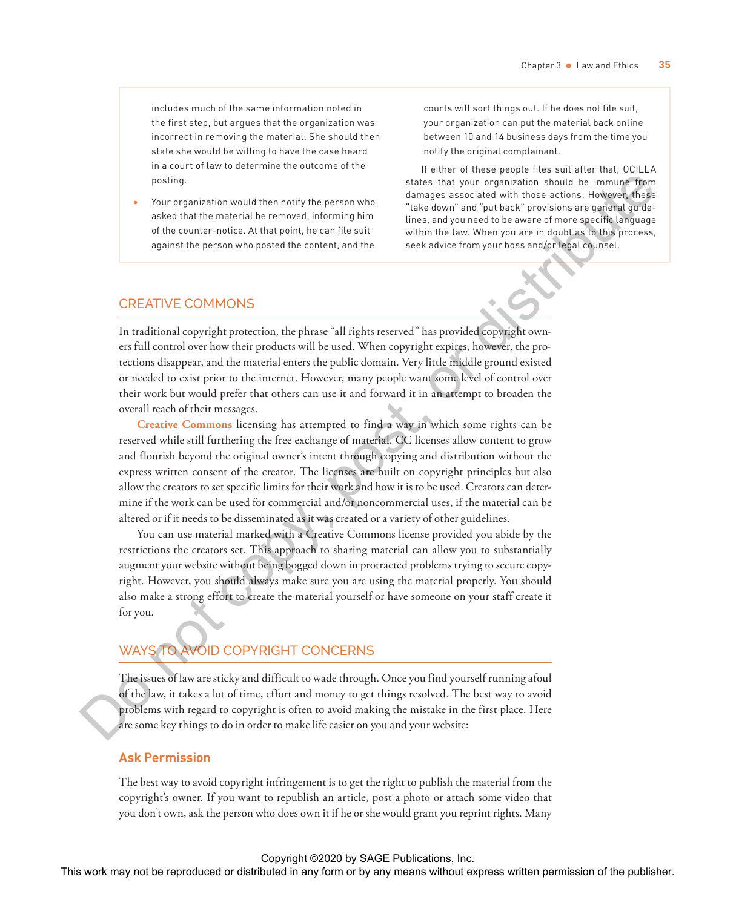includes much of the same information noted in the first step, but argues that the organization was incorrect in removing the material. She should then state she would be willing to have the case heard in a court of law to determine the outcome of the posting.

- Your organization would then notify the person who asked that the material be removed, informing him of the counter-notice. At that point, he can file suit against the person who posted the content, and the courts will sort things out. If he does not file suit, your organization can put the material back online between 10 and 14 business days from the time you notify the original complainant.

If either of these people files suit after that, OCILLA states that your organization should be immune from damages associated with those actions. However, these "take down" and "put back" provisions are general guidelines, and you need to be aware of more specific language within the law. When you are in doubt as to this process, seek advice from your boss and/or legal counsel.

## CREATIVE COMMONS

In traditional copyright protection, the phrase "all rights reserved" has provided copyright owners full control over how their products will be used. When copyright expires, however, the protections disappear, and the material enters the public domain. Very little middle ground existed or needed to exist prior to the internet. However, many people want some level of control over their work but would prefer that others can use it and forward it in an attempt to broaden the overall reach of their messages.

**Creative Commons** licensing has attempted to find a way in which some rights can be reserved while still furthering the free exchange of material. CC licenses allow content to grow and flourish beyond the original owner's intent through copying and distribution without the express written consent of the creator. The licenses are built on copyright principles but also allow the creators to set specific limits for their work and how it is to be used. Creators can determine if the work can be used for commercial and/or noncommercial uses, if the material can be altered or if it needs to be disseminated as it was created or a variety of other guidelines.

You can use material marked with a Creative Commons license provided you abide by the restrictions the creators set. This approach to sharing material can allow you to substantially augment your website without being bogged down in protracted problems trying to secure copyright. However, you should always make sure you are using the material properly. You should also make a strong effort to create the material yourself or have someone on your staff create it for you.

## WAYS TO AVOID COPYRIGHT CONCERNS

The issues of law are sticky and difficult to wade through. Once you find yourself running afoul of the law, it takes a lot of time, effort and money to get things resolved. The best way to avoid problems with regard to copyright is often to avoid making the mistake in the first place. Here are some key things to do in order to make life easier on you and your website:

### Ask Permission

The best way to avoid copyright infringement is to get the right to publish the material from the copyright's owner. If you want to republish an article, post a photo or attach some video that you don't own, ask the person who does own it if he or she would grant you reprint rights. Many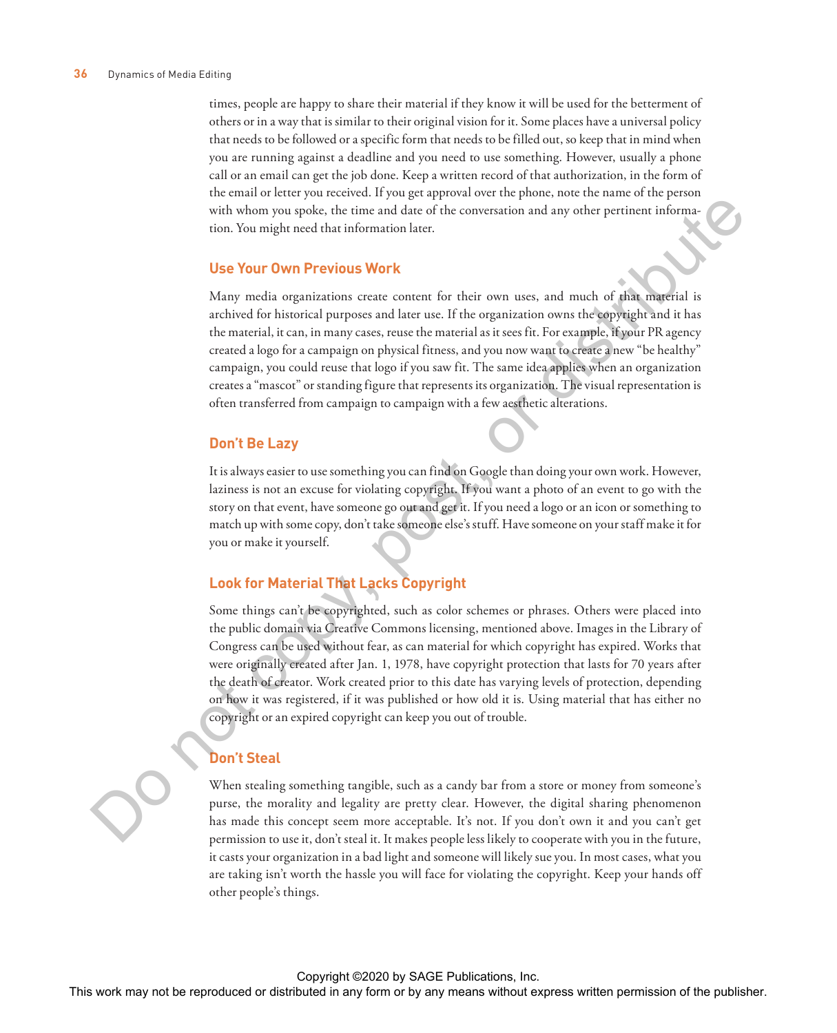times, people are happy to share their material if they know it will be used for the betterment of others or in a way that is similar to their original vision for it. Some places have a universal policy that needs to be followed or a specific form that needs to be filled out, so keep that in mind when you are running against a deadline and you need to use something. However, usually a phone call or an email can get the job done. Keep a written record of that authorization, in the form of the email or letter you received. If you get approval over the phone, note the name of the person with whom you spoke, the time and date of the conversation and any other pertinent information. You might need that information later.

### Use Your Own Previous Work

Many media organizations create content for their own uses, and much of that material is archived for historical purposes and later use. If the organization owns the copyright and it has the material, it can, in many cases, reuse the material as it sees fit. For example, if your PR agency created a logo for a campaign on physical fitness, and you now want to create a new "be healthy" campaign, you could reuse that logo if you saw fit. The same idea applies when an organization creates a "mascot" or standing figure that represents its organization. The visual representation is often transferred from campaign to campaign with a few aesthetic alterations.

### Don't Be Lazy

It is always easier to use something you can find on Google than doing your own work. However, laziness is not an excuse for violating copyright. If you want a photo of an event to go with the story on that event, have someone go out and get it. If you need a logo or an icon or something to match up with some copy, don't take someone else's stuff. Have someone on your staff make it for you or make it yourself.

### Look for Material That Lacks Copyright

Some things can't be copyrighted, such as color schemes or phrases. Others were placed into the public domain via Creative Commons licensing, mentioned above. Images in the Library of Congress can be used without fear, as can material for which copyright has expired. Works that were originally created after Jan. 1, 1978, have copyright protection that lasts for 70 years after the death of creator. Work created prior to this date has varying levels of protection, depending on how it was registered, if it was published or how old it is. Using material that has either no copyright or an expired copyright can keep you out of trouble.

### Don't Steal

When stealing something tangible, such as a candy bar from a store or money from someone's purse, the morality and legality are pretty clear. However, the digital sharing phenomenon has made this concept seem more acceptable. It's not. If you don't own it and you can't get permission to use it, don't steal it. It makes people less likely to cooperate with you in the future, it casts your organization in a bad light and someone will likely sue you. In most cases, what you are taking isn't worth the hassle you will face for violating the copyright. Keep your hands off other people's things.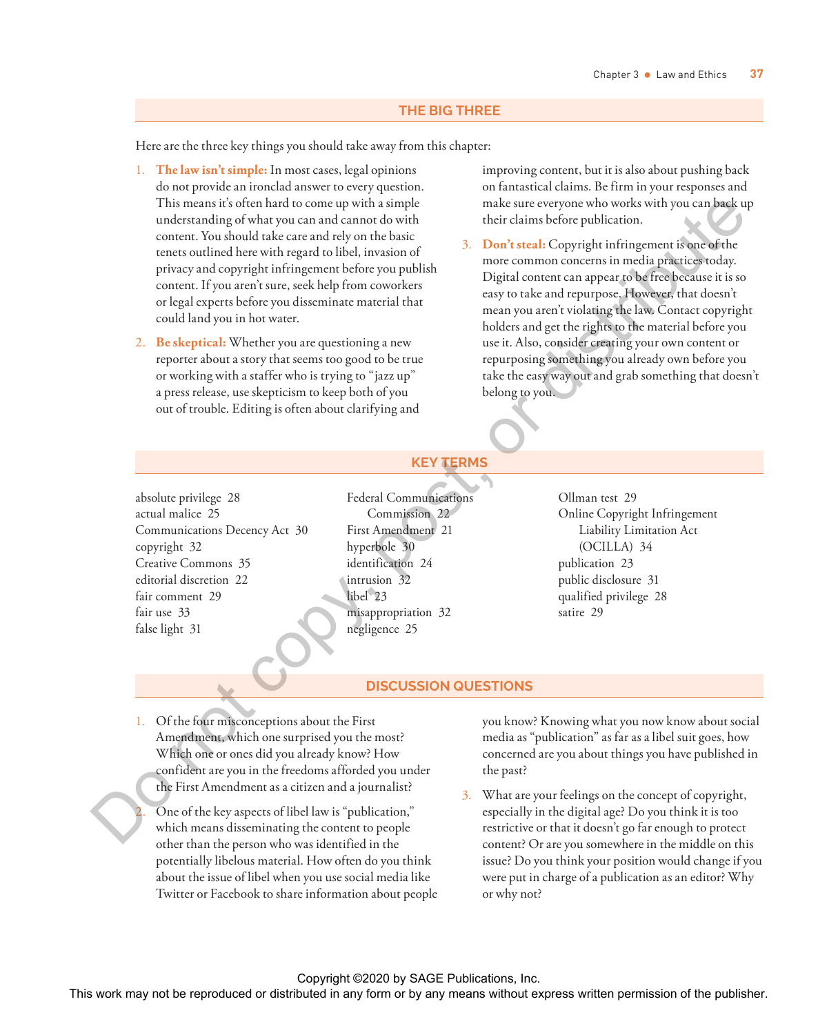## THE BIG THREE

Here are the three key things you should take away from this chapter:

1. **The law isn't simple:** In most cases, legal opinions do not provide an ironclad answer to every question. This means it's often hard to come up with a simple understanding of what you can and cannot do with content. You should take care and rely on the basic tenets outlined here with regard to libel, invasion of privacy and copyright infringement before you publish content. If you aren't sure, seek help from coworkers or legal experts before you disseminate material that could land you in hot water.
2. **Be skeptical:** Whether you are questioning a new reporter about a story that seems too good to be true or working with a staffer who is trying to "jazz up" a press release, use skepticism to keep both of you out of trouble. Editing is often about clarifying and improving content, but it is also about pushing back on fantastical claims. Be firm in your responses and make sure everyone who works with you can back up their claims before publication.
3. **Don't steal:** Copyright infringement is one of the more common concerns in media practices today. Digital content can appear to be free because it is so easy to take and repurpose. However, that doesn't mean you aren't violating the law. Contact copyright holders and get the rights to the material before you use it. Also, consider creating your own content or repurposing something you already own before you take the easy way out and grab something that doesn't belong to you.

## KEY TERMS

absolute privilege 28
actual malice 25
Communications Decency Act 30
copyright 32
Creative Commons 35
editorial discretion 22
fair comment 29
fair use 33
false light 31
Federal Communications Commission 22
First Amendment 21
hyperbole 30
identification 24
intrusion 32
libel 23
misappropriation 32
negligence 25
Ollman test 29
Online Copyright Infringement Liability Limitation Act (OCILLA) 34
publication 23
public disclosure 31
qualified privilege 28
satire 29

## DISCUSSION QUESTIONS

1. Of the four misconceptions about the First Amendment, which one surprised you the most? Which one or ones did you already know? How confident are you in the freedoms afforded you under the First Amendment as a citizen and a journalist?
2. One of the key aspects of libel law is "publication," which means disseminating the content to people other than the person who was identified in the potentially libelous material. How often do you think about the issue of libel when you use social media like Twitter or Facebook to share information about people you know? Knowing what you now know about social media as "publication" as far as a libel suit goes, how concerned are you about things you have published in the past?
3. What are your feelings on the concept of copyright, especially in the digital age? Do you think it is too restrictive or that it doesn't go far enough to protect content? Or are you somewhere in the middle on this issue? Do you think your position would change if you were put in charge of a publication as an editor? Why or why not?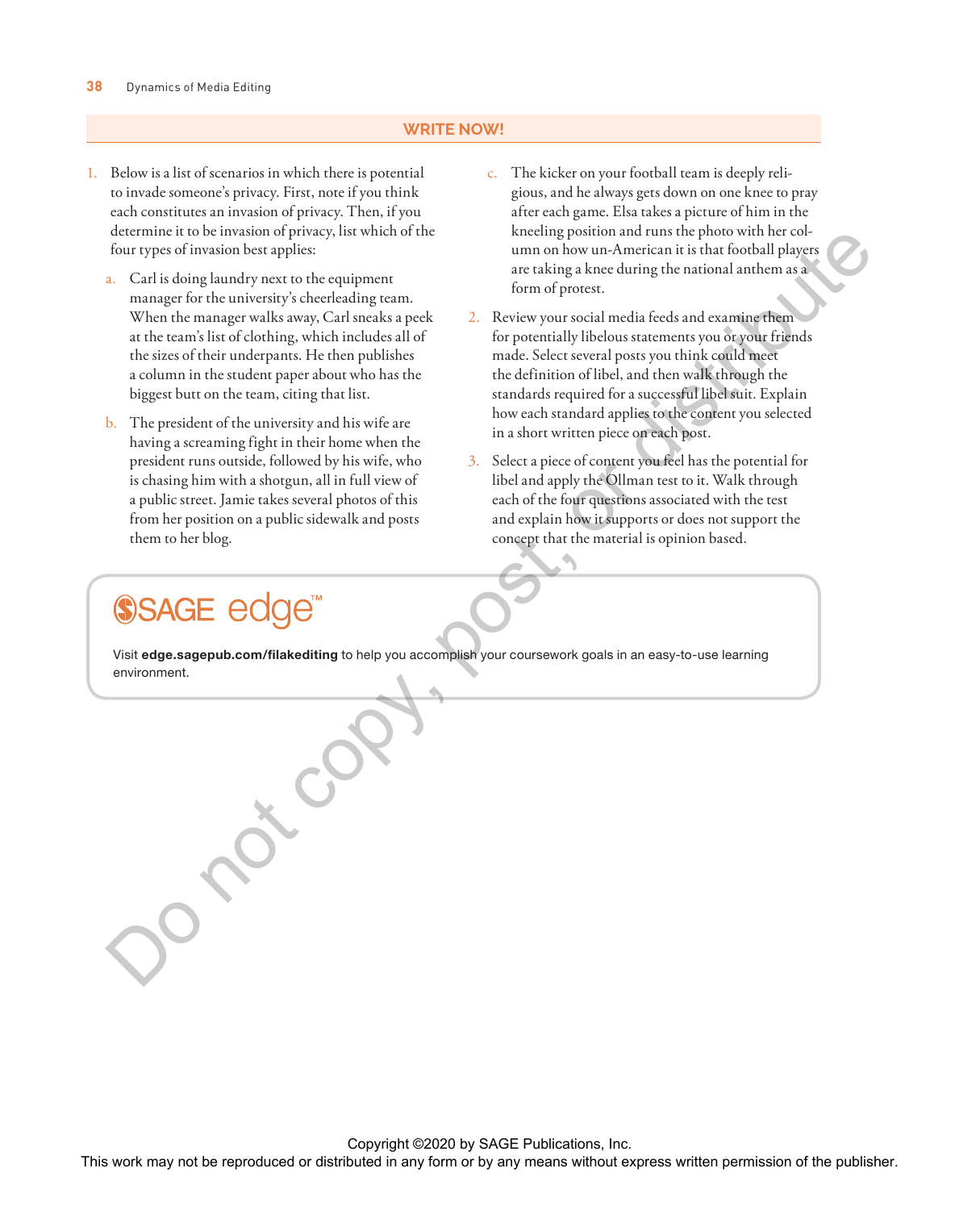## WRITE NOW!

1. Below is a list of scenarios in which there is potential to invade someone's privacy. First, note if you think each constitutes an invasion of privacy. Then, if you determine it to be invasion of privacy, list which of the four types of invasion best applies:

   a. Carl is doing laundry next to the equipment manager for the university's cheerleading team. When the manager walks away, Carl sneaks a peek at the team's list of clothing, which includes all of the sizes of their underpants. He then publishes a column in the student paper about who has the biggest butt on the team, citing that list.

   b. The president of the university and his wife are having a screaming fight in their home when the president runs outside, followed by his wife, who is chasing him with a shotgun, all in full view of a public street. Jamie takes several photos of this from her position on a public sidewalk and posts them to her blog.

   c. The kicker on your football team is deeply religious, and he always gets down on one knee to pray after each game. Elsa takes a picture of him in the kneeling position and runs the photo with her column on how un-American it is that football players are taking a knee during the national anthem as a form of protest.

2. Review your social media feeds and examine them for potentially libelous statements you or your friends made. Select several posts you think could meet the definition of libel, and then walk through the standards required for a successful libel suit. Explain how each standard applies to the content you selected in a short written piece on each post.

3. Select a piece of content you feel has the potential for libel and apply the Ollman test to it. Walk through each of the four questions associated with the test and explain how it supports or does not support the concept that the material is opinion based.

**SAGE edge™**

Visit **edge.sagepub.com/filakediting** to help you accomplish your coursework goals in an easy-to-use learning environment.